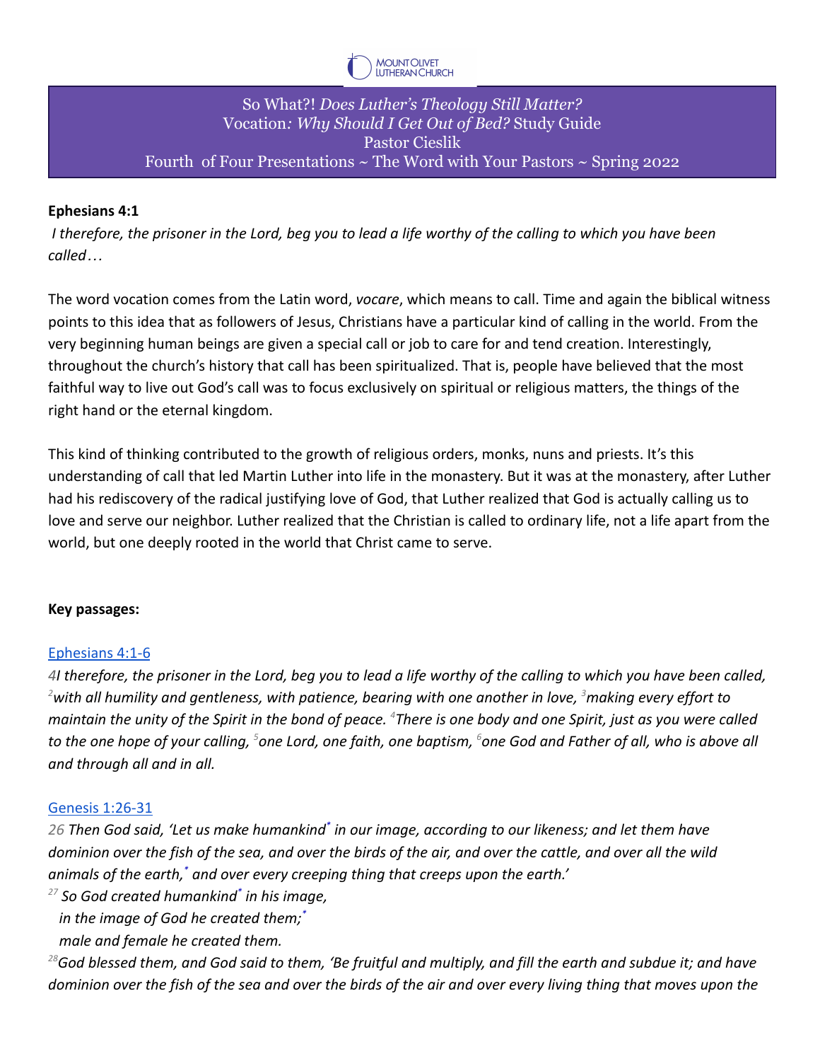So What?! *Does Luther's Theology Still Matter?*
Vocation*: Why Should I Get Out of Bed?* Study Guide
Pastor Cieslik
Fourth of Four Presentations ~ The Word with Your Pastors ~ Spring 2022

**Ephesians 4:1**

*I therefore, the prisoner in the Lord, beg you to lead a life worthy of the calling to which you have been called…*

The word vocation comes from the Latin word, *vocare*, which means to call. Time and again the biblical witness points to this idea that as followers of Jesus, Christians have a particular kind of calling in the world. From the very beginning human beings are given a special call or job to care for and tend creation. Interestingly, throughout the church's history that call has been spiritualized. That is, people have believed that the most faithful way to live out God's call was to focus exclusively on spiritual or religious matters, the things of the right hand or the eternal kingdom.

This kind of thinking contributed to the growth of religious orders, monks, nuns and priests. It's this understanding of call that led Martin Luther into life in the monastery. But it was at the monastery, after Luther had his rediscovery of the radical justifying love of God, that Luther realized that God is actually calling us to love and serve our neighbor. Luther realized that the Christian is called to ordinary life, not a life apart from the world, but one deeply rooted in the world that Christ came to serve.

**Key passages:**

Ephesians 4:1-6

*4I therefore, the prisoner in the Lord, beg you to lead a life worthy of the calling to which you have been called, [2]with all humility and gentleness, with patience, bearing with one another in love, [3]making every effort to maintain the unity of the Spirit in the bond of peace. [4]There is one body and one Spirit, just as you were called to the one hope of your calling, [5]one Lord, one faith, one baptism, [6]one God and Father of all, who is above all and through all and in all.*

Genesis 1:26-31

*26 Then God said, 'Let us make humankind* in our image, according to our likeness; and let them have dominion over the fish of the sea, and over the birds of the air, and over the cattle, and over all the wild animals of the earth,* and over every creeping thing that creeps upon the earth.'*

*[27] So God created humankind* in his image,*
*in the image of God he created them;**
*male and female he created them.*

*[28]God blessed them, and God said to them, 'Be fruitful and multiply, and fill the earth and subdue it; and have dominion over the fish of the sea and over the birds of the air and over every living thing that moves upon the*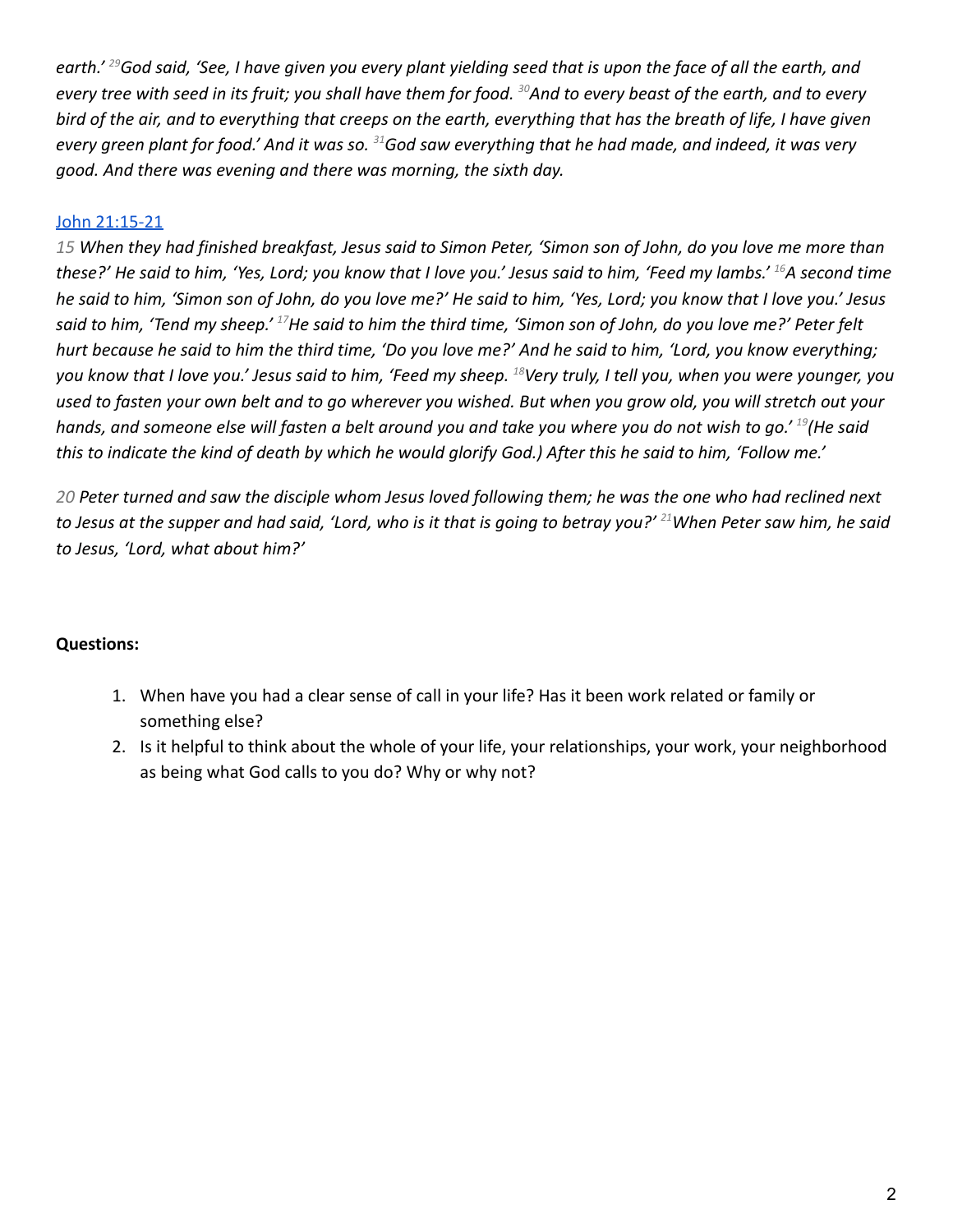*earth.' [29]God said, 'See, I have given you every plant yielding seed that is upon the face of all the earth, and every tree with seed in its fruit; you shall have them for food. [30]And to every beast of the earth, and to every bird of the air, and to everything that creeps on the earth, everything that has the breath of life, I have given every green plant for food.' And it was so. [31]God saw everything that he had made, and indeed, it was very good. And there was evening and there was morning, the sixth day.*

John 21:15-21

*15 When they had finished breakfast, Jesus said to Simon Peter, 'Simon son of John, do you love me more than these?' He said to him, 'Yes, Lord; you know that I love you.' Jesus said to him, 'Feed my lambs.' [16]A second time he said to him, 'Simon son of John, do you love me?' He said to him, 'Yes, Lord; you know that I love you.' Jesus said to him, 'Tend my sheep.' [17]He said to him the third time, 'Simon son of John, do you love me?' Peter felt hurt because he said to him the third time, 'Do you love me?' And he said to him, 'Lord, you know everything; you know that I love you.' Jesus said to him, 'Feed my sheep. [18]Very truly, I tell you, when you were younger, you used to fasten your own belt and to go wherever you wished. But when you grow old, you will stretch out your hands, and someone else will fasten a belt around you and take you where you do not wish to go.' [19](He said this to indicate the kind of death by which he would glorify God.) After this he said to him, 'Follow me.'*

*20 Peter turned and saw the disciple whom Jesus loved following them; he was the one who had reclined next to Jesus at the supper and had said, 'Lord, who is it that is going to betray you?' [21]When Peter saw him, he said to Jesus, 'Lord, what about him?'*

**Questions:**

1. When have you had a clear sense of call in your life? Has it been work related or family or something else?
2. Is it helpful to think about the whole of your life, your relationships, your work, your neighborhood as being what God calls to you do? Why or why not?